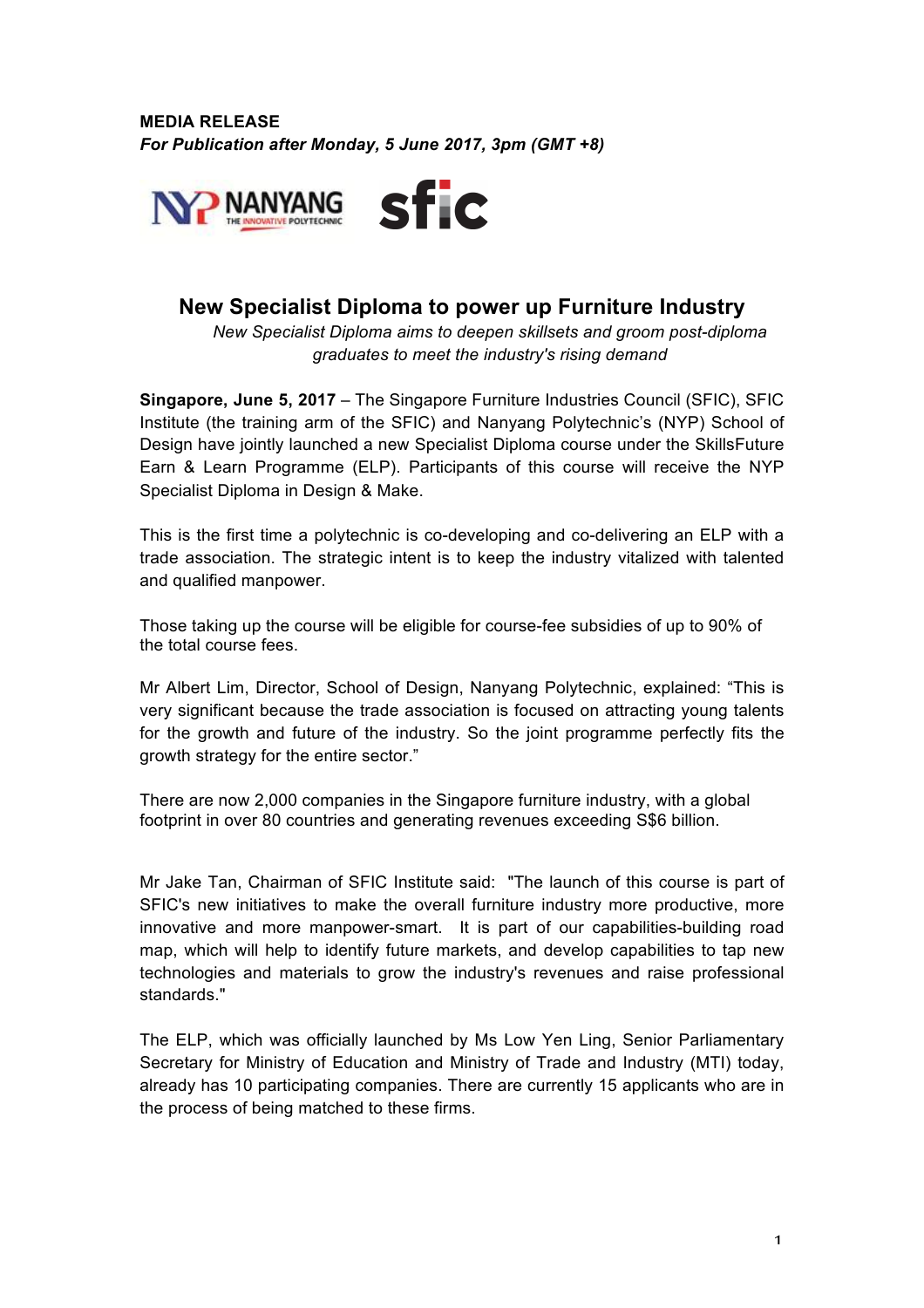**MEDIA RELEASE**
***For Publication after Monday, 5 June 2017, 3pm (GMT +8)***

# New Specialist Diploma to power up Furniture Industry

*New Specialist Diploma aims to deepen skillsets and groom post-diploma graduates to meet the industry's rising demand*

**Singapore, June 5, 2017** – The Singapore Furniture Industries Council (SFIC), SFIC Institute (the training arm of the SFIC) and Nanyang Polytechnic's (NYP) School of Design have jointly launched a new Specialist Diploma course under the SkillsFuture Earn & Learn Programme (ELP). Participants of this course will receive the NYP Specialist Diploma in Design & Make.

This is the first time a polytechnic is co-developing and co-delivering an ELP with a trade association. The strategic intent is to keep the industry vitalized with talented and qualified manpower.

Those taking up the course will be eligible for course-fee subsidies of up to 90% of the total course fees.

Mr Albert Lim, Director, School of Design, Nanyang Polytechnic, explained: "This is very significant because the trade association is focused on attracting young talents for the growth and future of the industry. So the joint programme perfectly fits the growth strategy for the entire sector."

There are now 2,000 companies in the Singapore furniture industry, with a global footprint in over 80 countries and generating revenues exceeding S$6 billion.

Mr Jake Tan, Chairman of SFIC Institute said: "The launch of this course is part of SFIC's new initiatives to make the overall furniture industry more productive, more innovative and more manpower-smart. It is part of our capabilities-building road map, which will help to identify future markets, and develop capabilities to tap new technologies and materials to grow the industry's revenues and raise professional standards."

The ELP, which was officially launched by Ms Low Yen Ling, Senior Parliamentary Secretary for Ministry of Education and Ministry of Trade and Industry (MTI) today, already has 10 participating companies. There are currently 15 applicants who are in the process of being matched to these firms.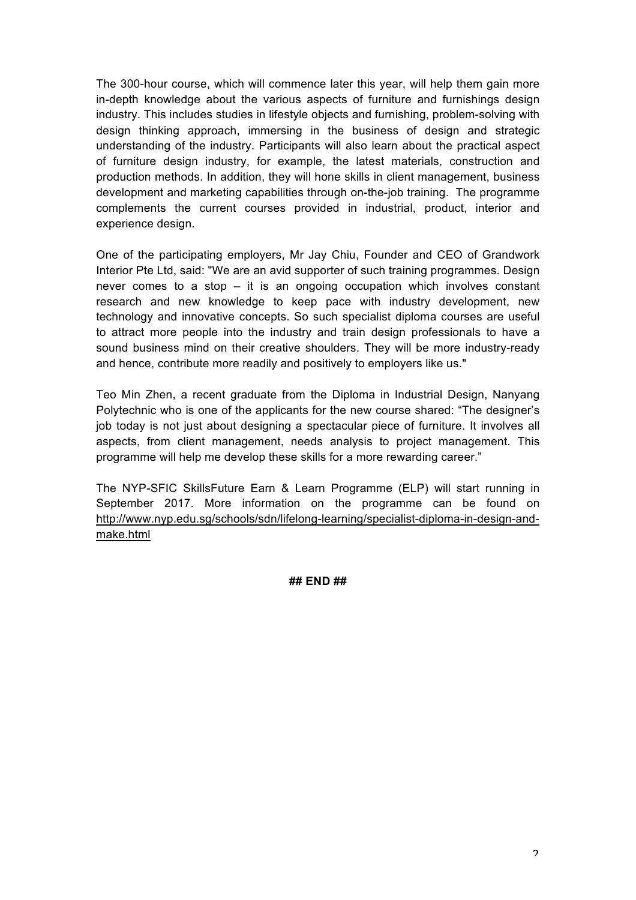The 300-hour course, which will commence later this year, will help them gain more in-depth knowledge about the various aspects of furniture and furnishings design industry. This includes studies in lifestyle objects and furnishing, problem-solving with design thinking approach, immersing in the business of design and strategic understanding of the industry. Participants will also learn about the practical aspect of furniture design industry, for example, the latest materials, construction and production methods. In addition, they will hone skills in client management, business development and marketing capabilities through on-the-job training. The programme complements the current courses provided in industrial, product, interior and experience design.

One of the participating employers, Mr Jay Chiu, Founder and CEO of Grandwork Interior Pte Ltd, said: "We are an avid supporter of such training programmes. Design never comes to a stop – it is an ongoing occupation which involves constant research and new knowledge to keep pace with industry development, new technology and innovative concepts. So such specialist diploma courses are useful to attract more people into the industry and train design professionals to have a sound business mind on their creative shoulders. They will be more industry-ready and hence, contribute more readily and positively to employers like us."

Teo Min Zhen, a recent graduate from the Diploma in Industrial Design, Nanyang Polytechnic who is one of the applicants for the new course shared: "The designer's job today is not just about designing a spectacular piece of furniture. It involves all aspects, from client management, needs analysis to project management. This programme will help me develop these skills for a more rewarding career."

The NYP-SFIC SkillsFuture Earn & Learn Programme (ELP) will start running in September 2017. More information on the programme can be found on [http://www.nyp.edu.sg/schools/sdn/lifelong-learning/specialist-diploma-in-design-and-make.html](http://www.nyp.edu.sg/schools/sdn/lifelong-learning/specialist-diploma-in-design-and-make.html)

**## END ##**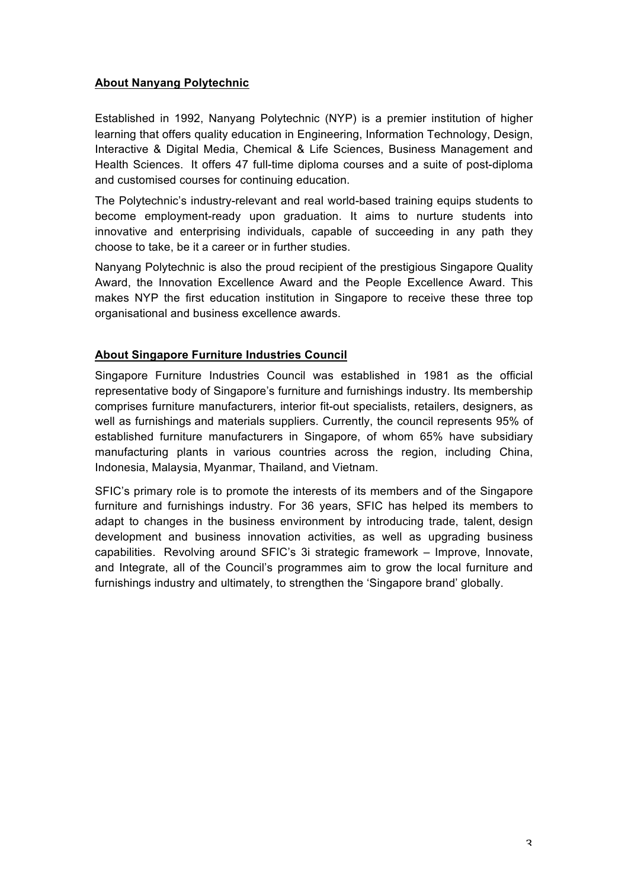**About Nanyang Polytechnic**

Established in 1992, Nanyang Polytechnic (NYP) is a premier institution of higher learning that offers quality education in Engineering, Information Technology, Design, Interactive & Digital Media, Chemical & Life Sciences, Business Management and Health Sciences. It offers 47 full-time diploma courses and a suite of post-diploma and customised courses for continuing education.

The Polytechnic's industry-relevant and real world-based training equips students to become employment-ready upon graduation. It aims to nurture students into innovative and enterprising individuals, capable of succeeding in any path they choose to take, be it a career or in further studies.

Nanyang Polytechnic is also the proud recipient of the prestigious Singapore Quality Award, the Innovation Excellence Award and the People Excellence Award. This makes NYP the first education institution in Singapore to receive these three top organisational and business excellence awards.

**About Singapore Furniture Industries Council**

Singapore Furniture Industries Council was established in 1981 as the official representative body of Singapore's furniture and furnishings industry. Its membership comprises furniture manufacturers, interior fit-out specialists, retailers, designers, as well as furnishings and materials suppliers. Currently, the council represents 95% of established furniture manufacturers in Singapore, of whom 65% have subsidiary manufacturing plants in various countries across the region, including China, Indonesia, Malaysia, Myanmar, Thailand, and Vietnam.

SFIC's primary role is to promote the interests of its members and of the Singapore furniture and furnishings industry. For 36 years, SFIC has helped its members to adapt to changes in the business environment by introducing trade, talent, design development and business innovation activities, as well as upgrading business capabilities. Revolving around SFIC's 3i strategic framework – Improve, Innovate, and Integrate, all of the Council's programmes aim to grow the local furniture and furnishings industry and ultimately, to strengthen the 'Singapore brand' globally.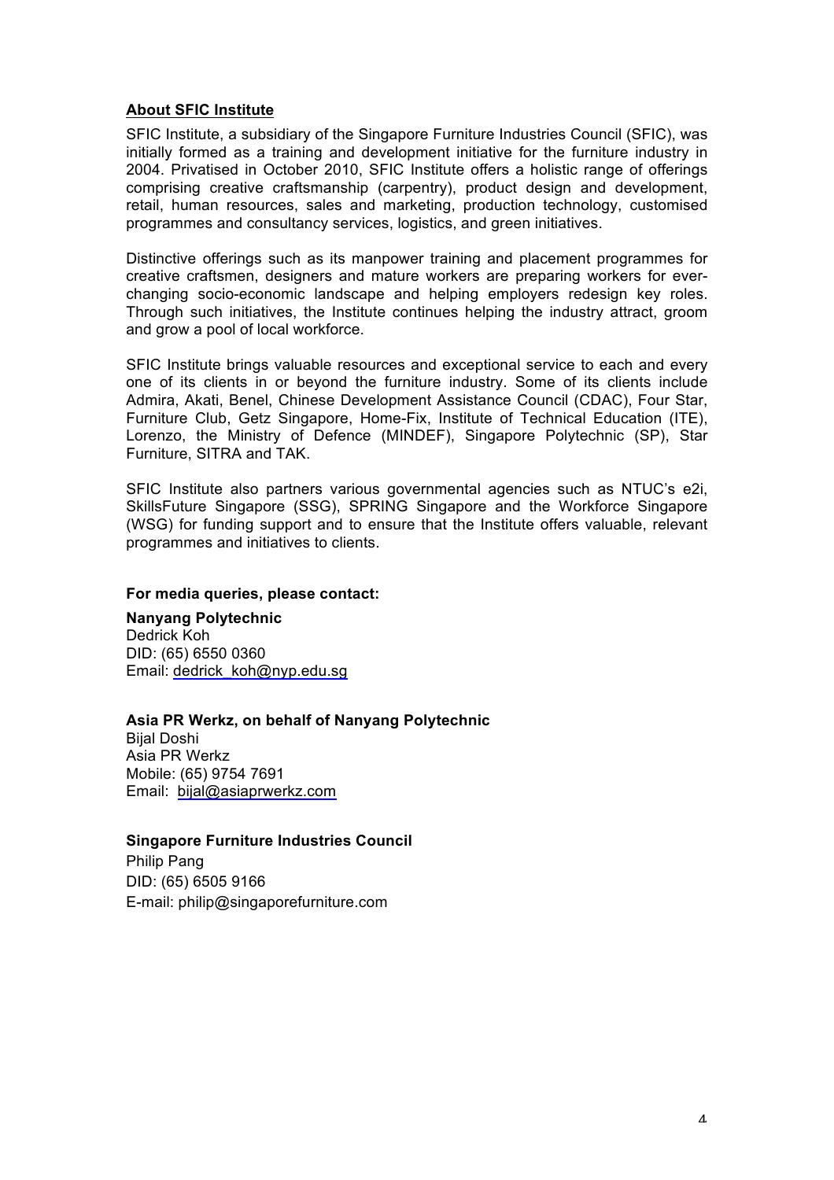## About SFIC Institute

SFIC Institute, a subsidiary of the Singapore Furniture Industries Council (SFIC), was initially formed as a training and development initiative for the furniture industry in 2004. Privatised in October 2010, SFIC Institute offers a holistic range of offerings comprising creative craftsmanship (carpentry), product design and development, retail, human resources, sales and marketing, production technology, customised programmes and consultancy services, logistics, and green initiatives.

Distinctive offerings such as its manpower training and placement programmes for creative craftsmen, designers and mature workers are preparing workers for ever-changing socio-economic landscape and helping employers redesign key roles. Through such initiatives, the Institute continues helping the industry attract, groom and grow a pool of local workforce.

SFIC Institute brings valuable resources and exceptional service to each and every one of its clients in or beyond the furniture industry. Some of its clients include Admira, Akati, Benel, Chinese Development Assistance Council (CDAC), Four Star, Furniture Club, Getz Singapore, Home-Fix, Institute of Technical Education (ITE), Lorenzo, the Ministry of Defence (MINDEF), Singapore Polytechnic (SP), Star Furniture, SITRA and TAK.

SFIC Institute also partners various governmental agencies such as NTUC's e2i, SkillsFuture Singapore (SSG), SPRING Singapore and the Workforce Singapore (WSG) for funding support and to ensure that the Institute offers valuable, relevant programmes and initiatives to clients.

**For media queries, please contact:**

**Nanyang Polytechnic**
Dedrick Koh
DID: (65) 6550 0360
Email: dedrick_koh@nyp.edu.sg

**Asia PR Werkz, on behalf of Nanyang Polytechnic**
Bijal Doshi
Asia PR Werkz
Mobile: (65) 9754 7691
Email: bijal@asiaprwerkz.com

**Singapore Furniture Industries Council**
Philip Pang
DID: (65) 6505 9166
E-mail: philip@singaporefurniture.com